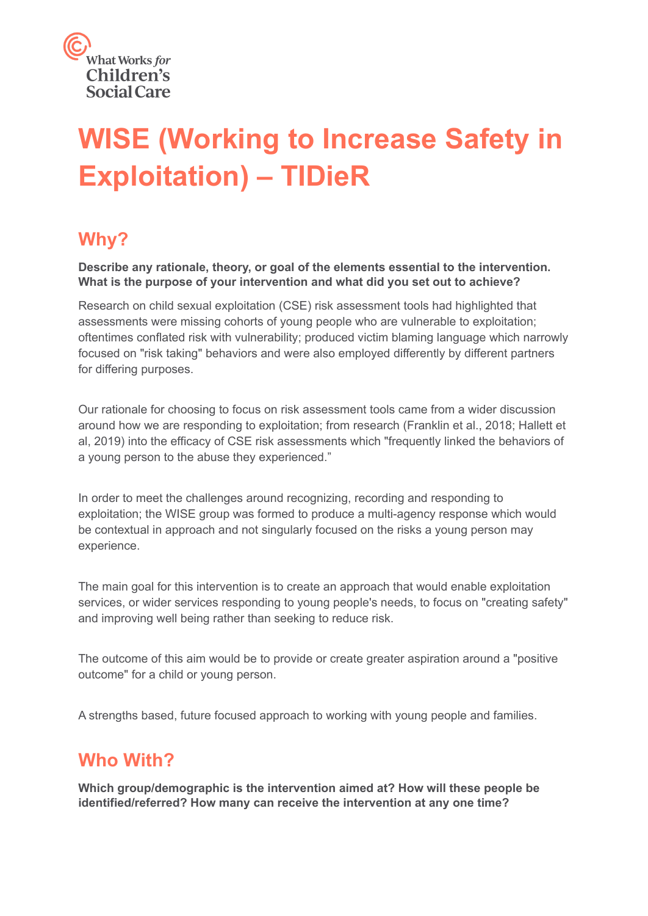What Works *for* Children's Social Care

# WISE (Working to Increase Safety in Exploitation) – TIDieR

## Why?

**Describe any rationale, theory, or goal of the elements essential to the intervention. What is the purpose of your intervention and what did you set out to achieve?**

Research on child sexual exploitation (CSE) risk assessment tools had highlighted that assessments were missing cohorts of young people who are vulnerable to exploitation; oftentimes conflated risk with vulnerability; produced victim blaming language which narrowly focused on "risk taking" behaviors and were also employed differently by different partners for differing purposes.

Our rationale for choosing to focus on risk assessment tools came from a wider discussion around how we are responding to exploitation; from research (Franklin et al., 2018; Hallett et al, 2019) into the efficacy of CSE risk assessments which "frequently linked the behaviors of a young person to the abuse they experienced."

In order to meet the challenges around recognizing, recording and responding to exploitation; the WISE group was formed to produce a multi-agency response which would be contextual in approach and not singularly focused on the risks a young person may experience.

The main goal for this intervention is to create an approach that would enable exploitation services, or wider services responding to young people's needs, to focus on "creating safety" and improving well being rather than seeking to reduce risk.

The outcome of this aim would be to provide or create greater aspiration around a "positive outcome" for a child or young person.

A strengths based, future focused approach to working with young people and families.

## Who With?

**Which group/demographic is the intervention aimed at? How will these people be identified/referred? How many can receive the intervention at any one time?**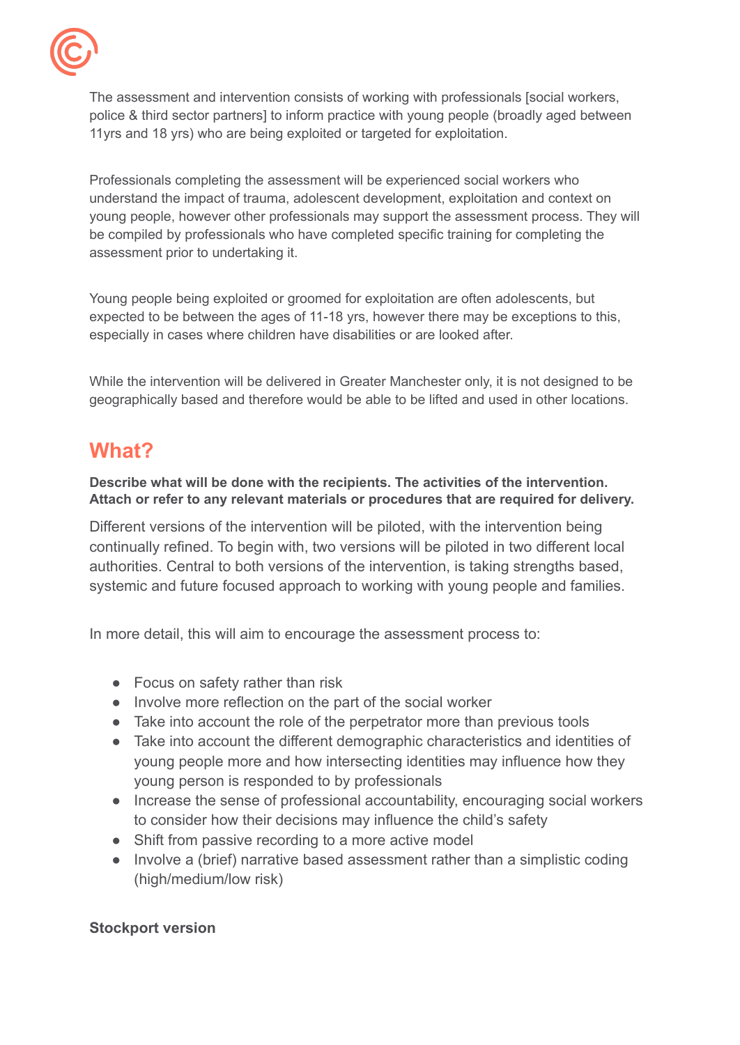The assessment and intervention consists of working with professionals [social workers, police & third sector partners] to inform practice with young people (broadly aged between 11yrs and 18 yrs) who are being exploited or targeted for exploitation.

Professionals completing the assessment will be experienced social workers who understand the impact of trauma, adolescent development, exploitation and context on young people, however other professionals may support the assessment process. They will be compiled by professionals who have completed specific training for completing the assessment prior to undertaking it.

Young people being exploited or groomed for exploitation are often adolescents, but expected to be between the ages of 11-18 yrs, however there may be exceptions to this, especially in cases where children have disabilities or are looked after.

While the intervention will be delivered in Greater Manchester only, it is not designed to be geographically based and therefore would be able to be lifted and used in other locations.

## What?

**Describe what will be done with the recipients. The activities of the intervention. Attach or refer to any relevant materials or procedures that are required for delivery.**

Different versions of the intervention will be piloted, with the intervention being continually refined. To begin with, two versions will be piloted in two different local authorities. Central to both versions of the intervention, is taking strengths based, systemic and future focused approach to working with young people and families.

In more detail, this will aim to encourage the assessment process to:

- Focus on safety rather than risk
- Involve more reflection on the part of the social worker
- Take into account the role of the perpetrator more than previous tools
- Take into account the different demographic characteristics and identities of young people more and how intersecting identities may influence how they young person is responded to by professionals
- Increase the sense of professional accountability, encouraging social workers to consider how their decisions may influence the child's safety
- Shift from passive recording to a more active model
- Involve a (brief) narrative based assessment rather than a simplistic coding (high/medium/low risk)

**Stockport version**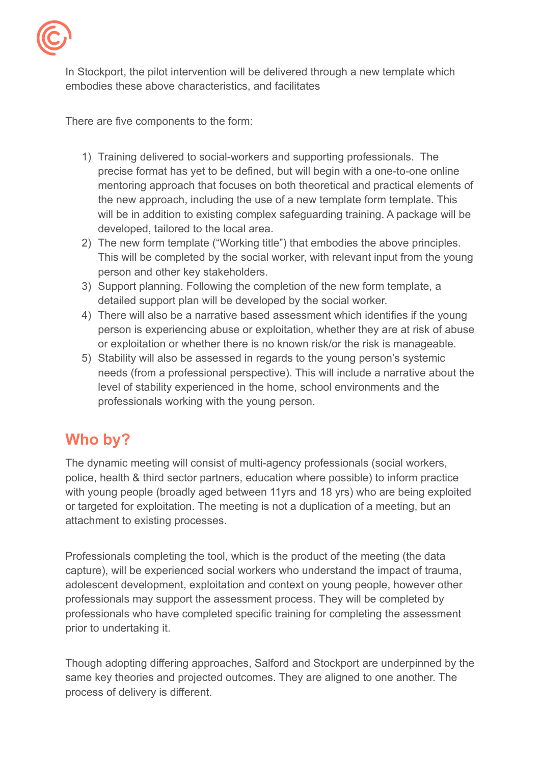In Stockport, the pilot intervention will be delivered through a new template which embodies these above characteristics, and facilitates

There are five components to the form:

1) Training delivered to social-workers and supporting professionals. The precise format has yet to be defined, but will begin with a one-to-one online mentoring approach that focuses on both theoretical and practical elements of the new approach, including the use of a new template form template. This will be in addition to existing complex safeguarding training. A package will be developed, tailored to the local area.
2) The new form template ("Working title") that embodies the above principles. This will be completed by the social worker, with relevant input from the young person and other key stakeholders.
3) Support planning. Following the completion of the new form template, a detailed support plan will be developed by the social worker.
4) There will also be a narrative based assessment which identifies if the young person is experiencing abuse or exploitation, whether they are at risk of abuse or exploitation or whether there is no known risk/or the risk is manageable.
5) Stability will also be assessed in regards to the young person's systemic needs (from a professional perspective). This will include a narrative about the level of stability experienced in the home, school environments and the professionals working with the young person.

## Who by?

The dynamic meeting will consist of multi-agency professionals (social workers, police, health & third sector partners, education where possible) to inform practice with young people (broadly aged between 11yrs and 18 yrs) who are being exploited or targeted for exploitation. The meeting is not a duplication of a meeting, but an attachment to existing processes.

Professionals completing the tool, which is the product of the meeting (the data capture), will be experienced social workers who understand the impact of trauma, adolescent development, exploitation and context on young people, however other professionals may support the assessment process. They will be completed by professionals who have completed specific training for completing the assessment prior to undertaking it.

Though adopting differing approaches, Salford and Stockport are underpinned by the same key theories and projected outcomes. They are aligned to one another. The process of delivery is different.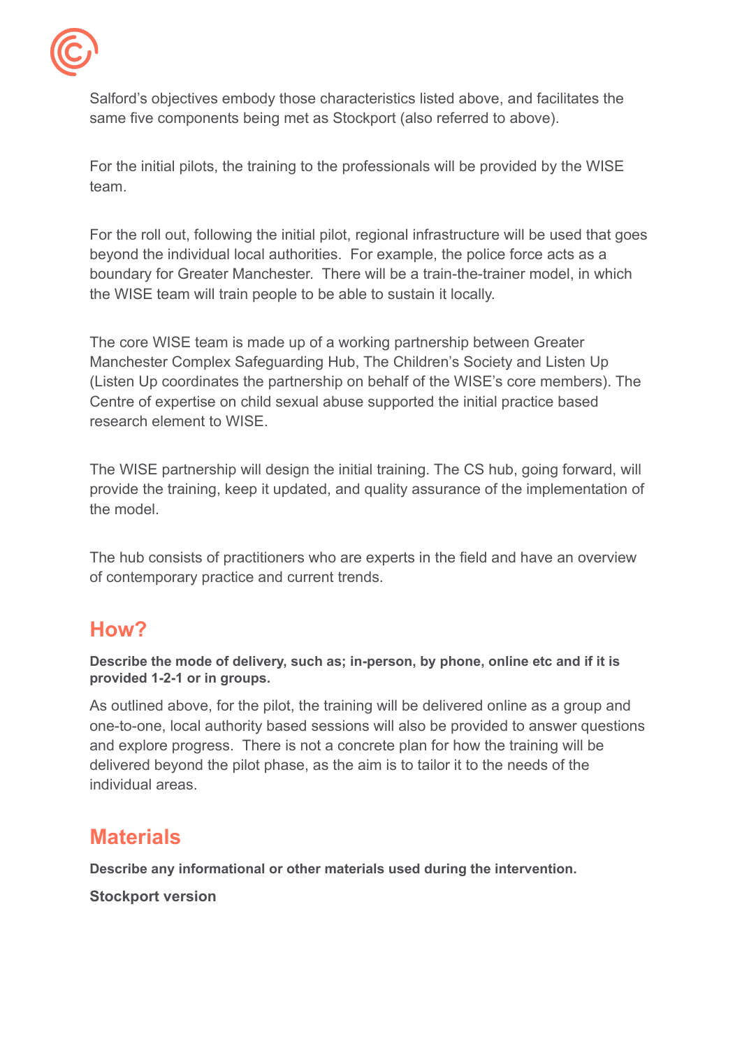Salford's objectives embody those characteristics listed above, and facilitates the same five components being met as Stockport (also referred to above).

For the initial pilots, the training to the professionals will be provided by the WISE team.

For the roll out, following the initial pilot, regional infrastructure will be used that goes beyond the individual local authorities. For example, the police force acts as a boundary for Greater Manchester. There will be a train-the-trainer model, in which the WISE team will train people to be able to sustain it locally.

The core WISE team is made up of a working partnership between Greater Manchester Complex Safeguarding Hub, The Children's Society and Listen Up (Listen Up coordinates the partnership on behalf of the WISE's core members). The Centre of expertise on child sexual abuse supported the initial practice based research element to WISE.

The WISE partnership will design the initial training. The CS hub, going forward, will provide the training, keep it updated, and quality assurance of the implementation of the model.

The hub consists of practitioners who are experts in the field and have an overview of contemporary practice and current trends.

## How?

**Describe the mode of delivery, such as; in-person, by phone, online etc and if it is provided 1-2-1 or in groups.**

As outlined above, for the pilot, the training will be delivered online as a group and one-to-one, local authority based sessions will also be provided to answer questions and explore progress. There is not a concrete plan for how the training will be delivered beyond the pilot phase, as the aim is to tailor it to the needs of the individual areas.

## Materials

**Describe any informational or other materials used during the intervention.**

**Stockport version**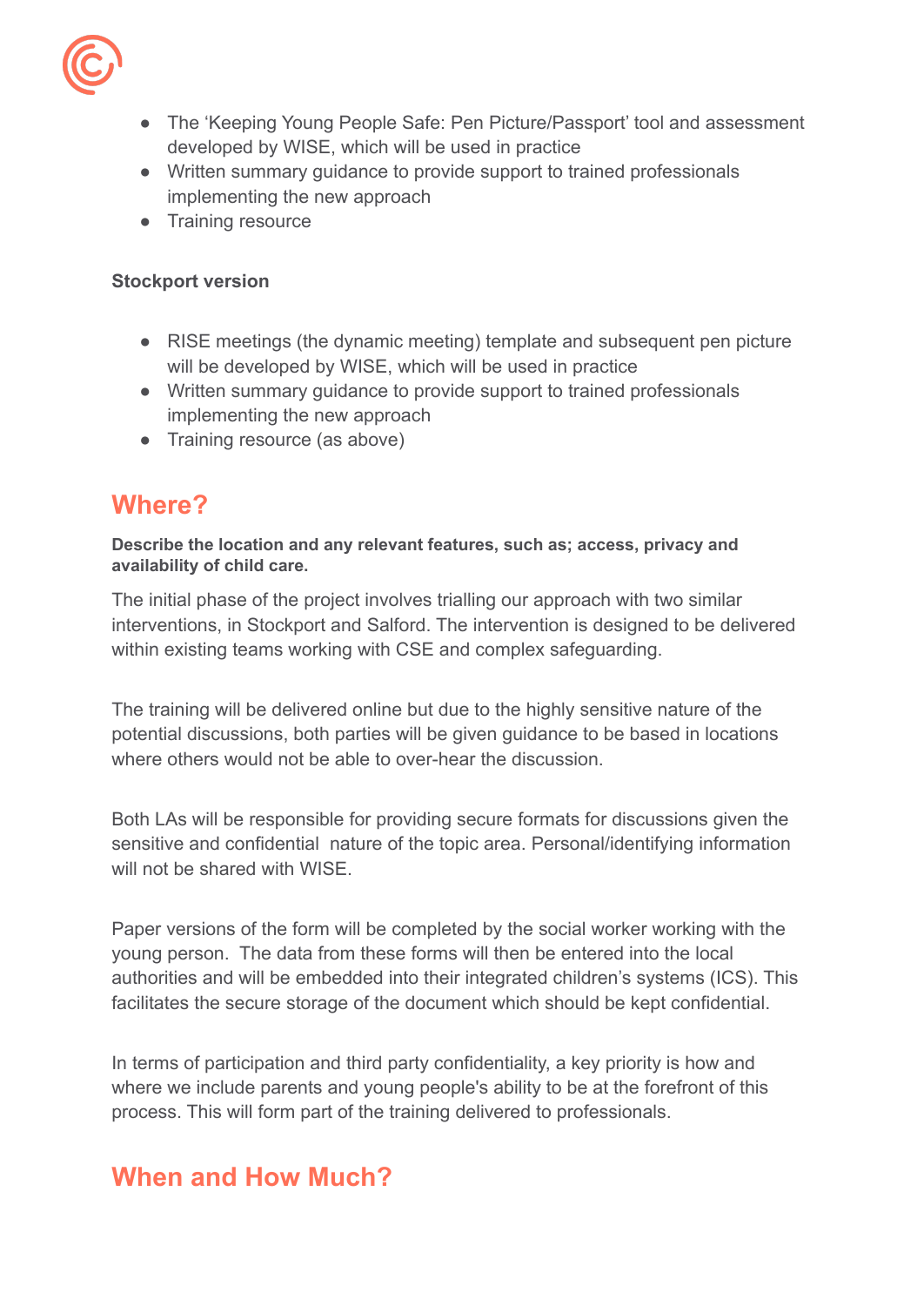- The 'Keeping Young People Safe: Pen Picture/Passport' tool and assessment developed by WISE, which will be used in practice
- Written summary guidance to provide support to trained professionals implementing the new approach
- Training resource

**Stockport version**

- RISE meetings (the dynamic meeting) template and subsequent pen picture will be developed by WISE, which will be used in practice
- Written summary guidance to provide support to trained professionals implementing the new approach
- Training resource (as above)

## Where?

**Describe the location and any relevant features, such as; access, privacy and availability of child care.**

The initial phase of the project involves trialling our approach with two similar interventions, in Stockport and Salford. The intervention is designed to be delivered within existing teams working with CSE and complex safeguarding.

The training will be delivered online but due to the highly sensitive nature of the potential discussions, both parties will be given guidance to be based in locations where others would not be able to over-hear the discussion.

Both LAs will be responsible for providing secure formats for discussions given the sensitive and confidential nature of the topic area. Personal/identifying information will not be shared with WISE.

Paper versions of the form will be completed by the social worker working with the young person. The data from these forms will then be entered into the local authorities and will be embedded into their integrated children's systems (ICS). This facilitates the secure storage of the document which should be kept confidential.

In terms of participation and third party confidentiality, a key priority is how and where we include parents and young people's ability to be at the forefront of this process. This will form part of the training delivered to professionals.

## When and How Much?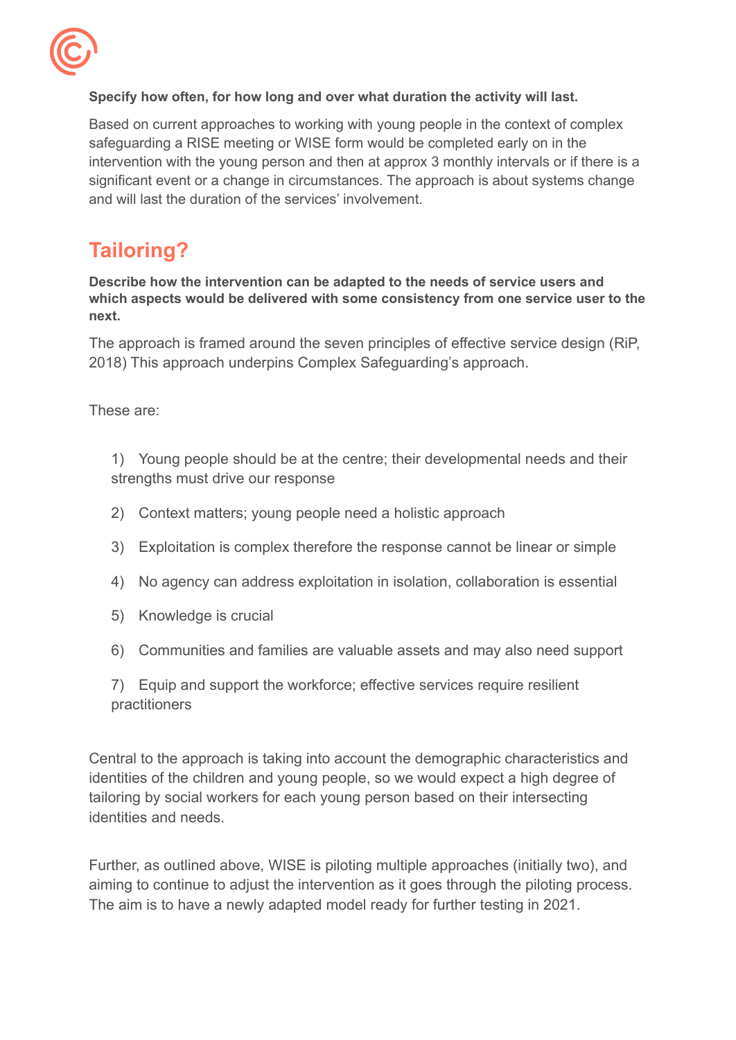**Specify how often, for how long and over what duration the activity will last.**

Based on current approaches to working with young people in the context of complex safeguarding a RISE meeting or WISE form would be completed early on in the intervention with the young person and then at approx 3 monthly intervals or if there is a significant event or a change in circumstances. The approach is about systems change and will last the duration of the services' involvement.

## Tailoring?

**Describe how the intervention can be adapted to the needs of service users and which aspects would be delivered with some consistency from one service user to the next.**

The approach is framed around the seven principles of effective service design (RiP, 2018) This approach underpins Complex Safeguarding's approach.

These are:

1) Young people should be at the centre; their developmental needs and their strengths must drive our response

2) Context matters; young people need a holistic approach

3) Exploitation is complex therefore the response cannot be linear or simple

4) No agency can address exploitation in isolation, collaboration is essential

5) Knowledge is crucial

6) Communities and families are valuable assets and may also need support

7) Equip and support the workforce; effective services require resilient practitioners

Central to the approach is taking into account the demographic characteristics and identities of the children and young people, so we would expect a high degree of tailoring by social workers for each young person based on their intersecting identities and needs.

Further, as outlined above, WISE is piloting multiple approaches (initially two), and aiming to continue to adjust the intervention as it goes through the piloting process. The aim is to have a newly adapted model ready for further testing in 2021.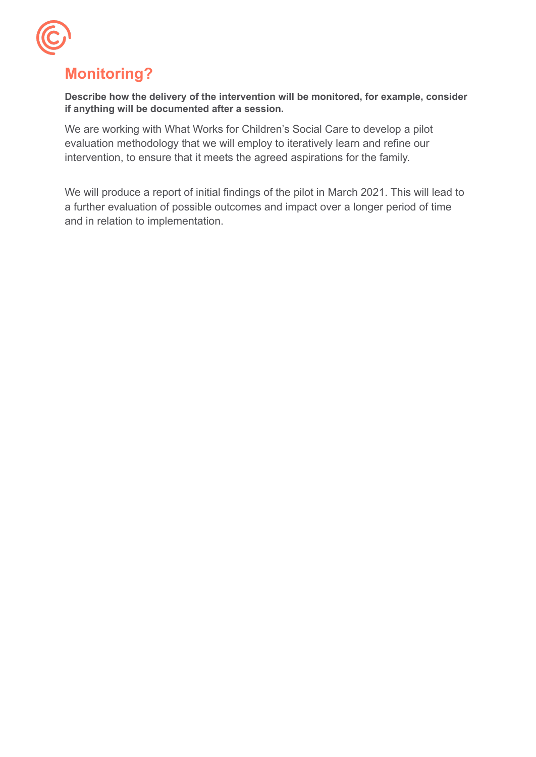## Monitoring?

**Describe how the delivery of the intervention will be monitored, for example, consider if anything will be documented after a session.**

We are working with What Works for Children's Social Care to develop a pilot evaluation methodology that we will employ to iteratively learn and refine our intervention, to ensure that it meets the agreed aspirations for the family.

We will produce a report of initial findings of the pilot in March 2021. This will lead to a further evaluation of possible outcomes and impact over a longer period of time and in relation to implementation.